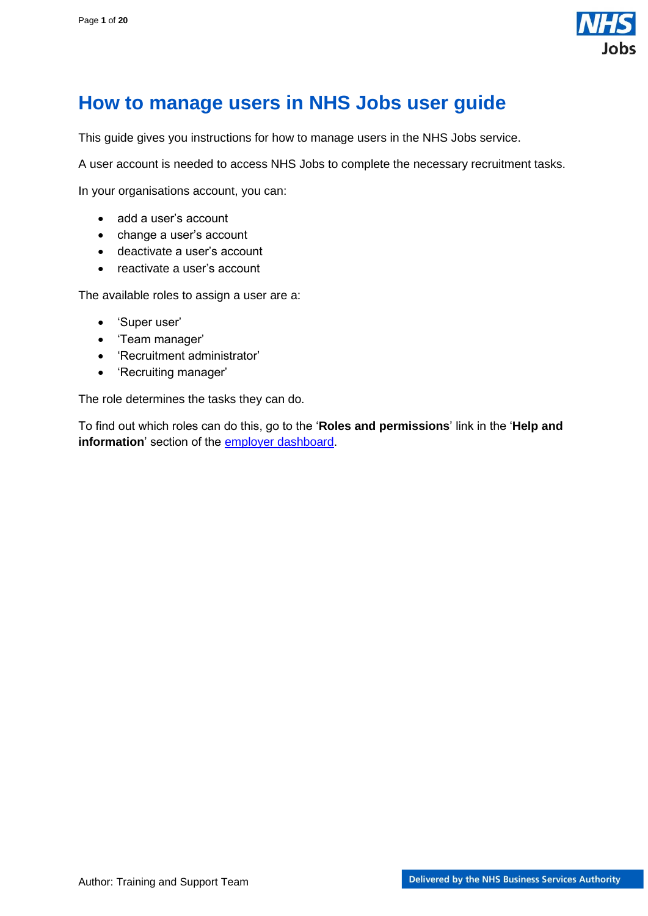# How to manage users in NHS Jobs user guide

This guide gives you instructions for how to manage users in the NHS Jobs service.

A user account is needed to access NHS Jobs to complete the necessary recruitment tasks.

In your organisations account, you can:

- add a user's account
- change a user's account
- deactivate a user's account
- reactivate a user's account

The available roles to assign a user are a:

- 'Super user'
- 'Team manager'
- 'Recruitment administrator'
- 'Recruiting manager'

The role determines the tasks they can do.

To find out which roles can do this, go to the '**Roles and permissions**' link in the '**Help and information**' section of the [employer dashboard](employer dashboard).

Author: Training and Support Team

Delivered by the NHS Business Services Authority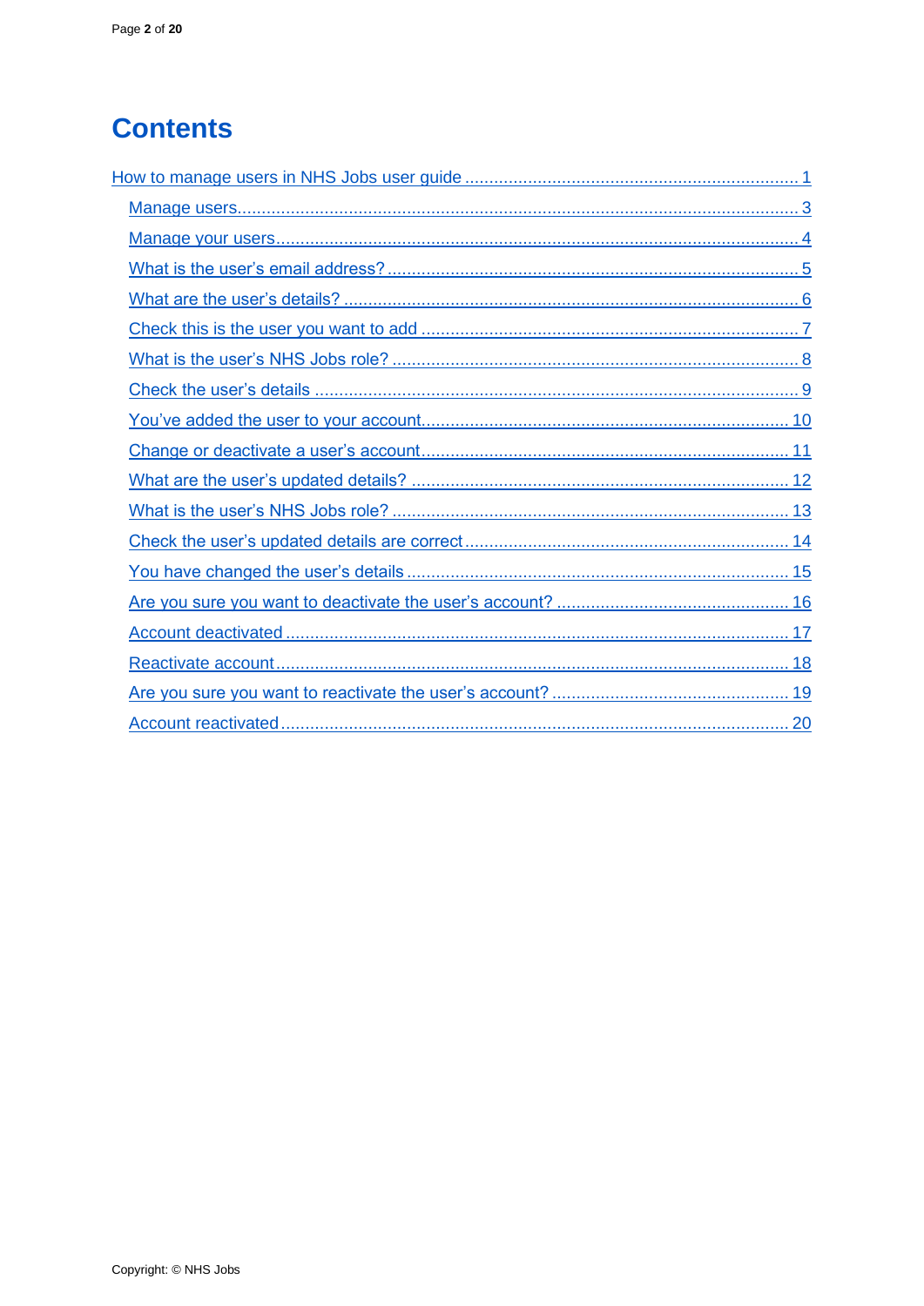# Contents

How to manage users in NHS Jobs user guide ........................................................................ 1

- Manage users ........................................................................................................................ 3
- Manage your users ................................................................................................................ 4
- What is the user's email address? ....................................................................................... 5
- What are the user's details? ................................................................................................. 6
- Check this is the user you want to add ................................................................................ 7
- What is the user's NHS Jobs role? ...................................................................................... 8
- Check the user's details ....................................................................................................... 9
- You've added the user to your account ............................................................................. 10
- Change or deactivate a user's account .............................................................................. 11
- What are the user's updated details? ................................................................................ 12
- What is the user's NHS Jobs role? .................................................................................... 13
- Check the user's updated details are correct ..................................................................... 14
- You have changed the user's details .................................................................................. 15
- Are you sure you want to deactivate the user's account? ................................................. 16
- Account deactivated ........................................................................................................... 17
- Reactivate account ............................................................................................................. 18
- Are you sure you want to reactivate the user's account? ................................................... 19
- Account reactivated ............................................................................................................ 20

Copyright: © NHS Jobs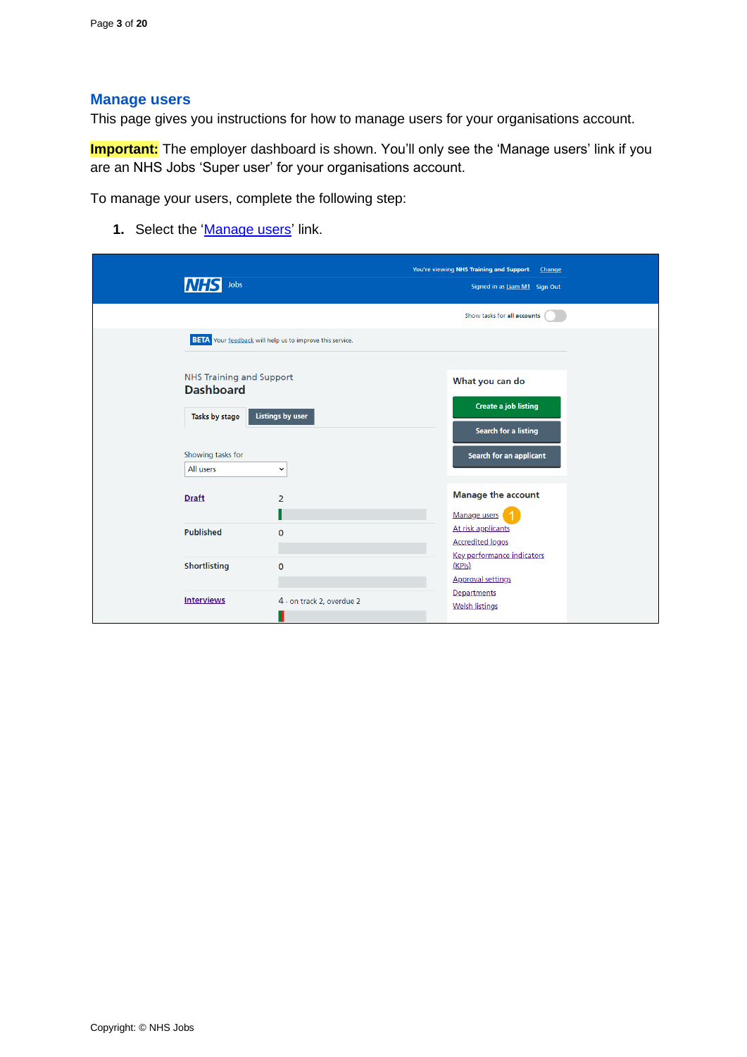## Manage users

This page gives you instructions for how to manage users for your organisations account.

**Important:** The employer dashboard is shown. You'll only see the 'Manage users' link if you are an NHS Jobs 'Super user' for your organisations account.

To manage your users, complete the following step:

1. Select the 'Manage users' link.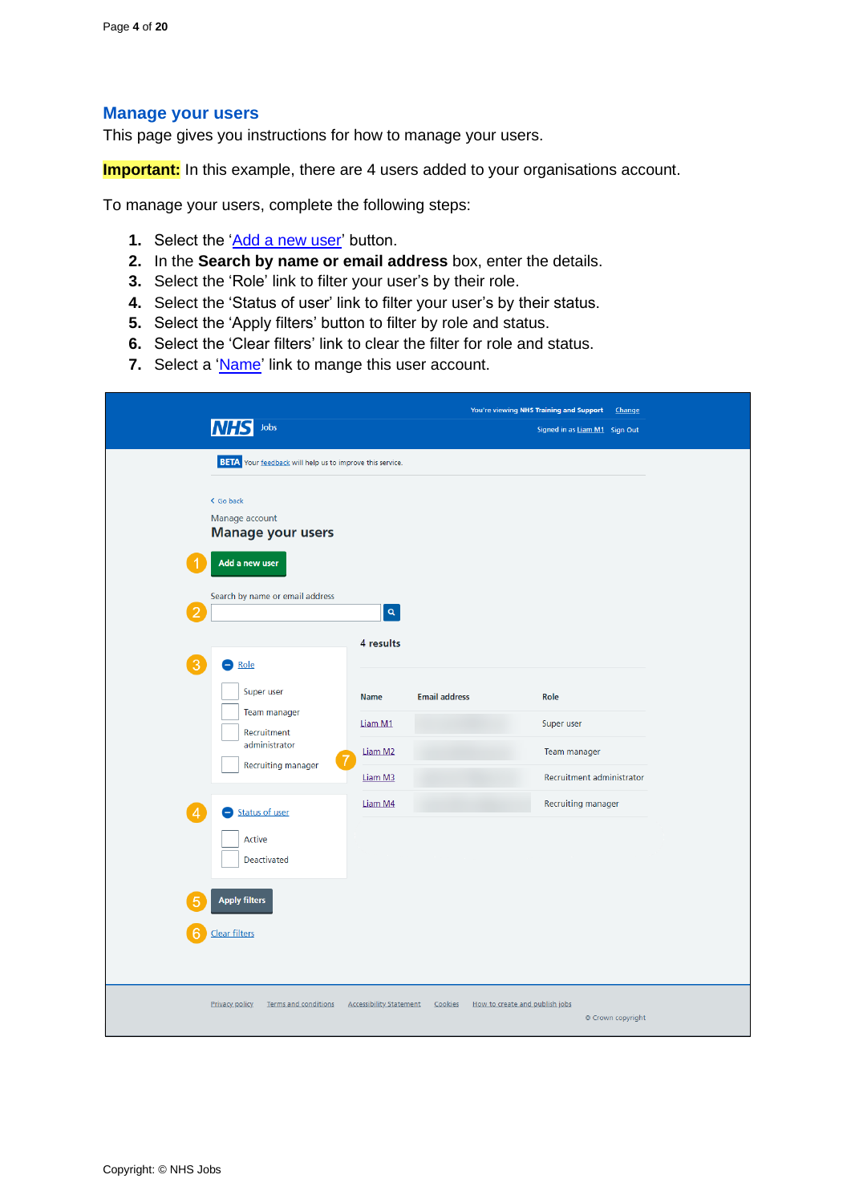## Manage your users

This page gives you instructions for how to manage your users.

**Important:** In this example, there are 4 users added to your organisations account.

To manage your users, complete the following steps:

1. Select the '[Add a new user]' button.
2. In the **Search by name or email address** box, enter the details.
3. Select the 'Role' link to filter your user's by their role.
4. Select the 'Status of user' link to filter your user's by their status.
5. Select the 'Apply filters' button to filter by role and status.
6. Select the 'Clear filters' link to clear the filter for role and status.
7. Select a '[Name]' link to mange this user account.

You're viewing NHS Training and Support Change

NHS Jobs

Signed in as Liam M1 Sign Out

BETA Your feedback will help us to improve this service.

Go back

Manage account

### Manage your users

1. Add a new user

2. Search by name or email address

3. Role
- Super user
- Team manager
- Recruitment administrator
- Recruiting manager

4. Status of user
- Active
- Deactivated

5. Apply filters

6. Clear filters

**4 results**

| Name | Email address | Role |
| --- | --- | --- |
| Liam M1 | | Super user |
| Liam M2 | | Team manager |
| Liam M3 | | Recruitment administrator |
| Liam M4 | | Recruiting manager |

7. (Name link)

Privacy policy Terms and conditions Accessibility Statement Cookies How to create and publish jobs

© Crown copyright

Copyright: © NHS Jobs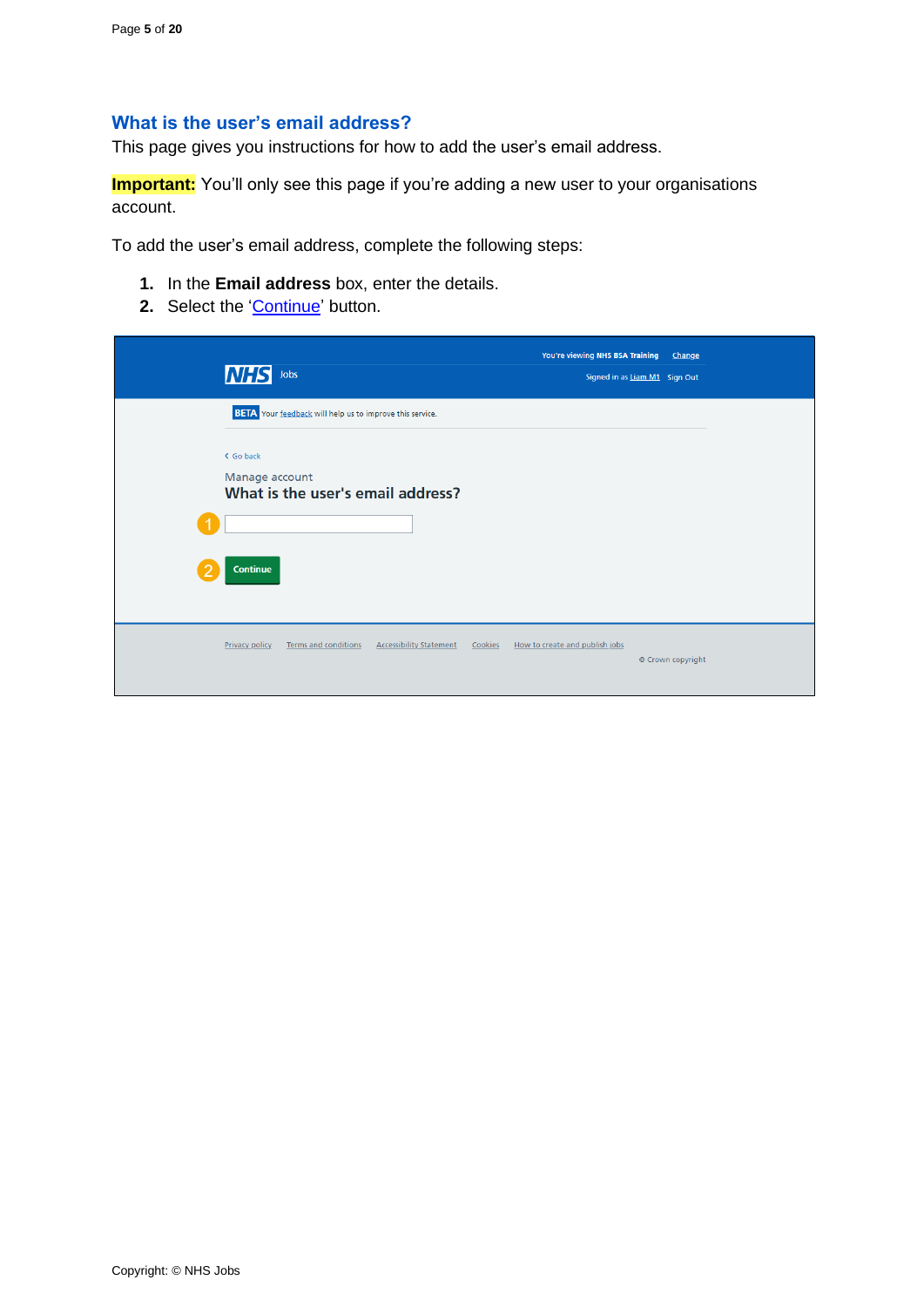## What is the user's email address?

This page gives you instructions for how to add the user's email address.

**Important:** You'll only see this page if you're adding a new user to your organisations account.

To add the user's email address, complete the following steps:

1. In the **Email address** box, enter the details.
2. Select the 'Continue' button.

Copyright: © NHS Jobs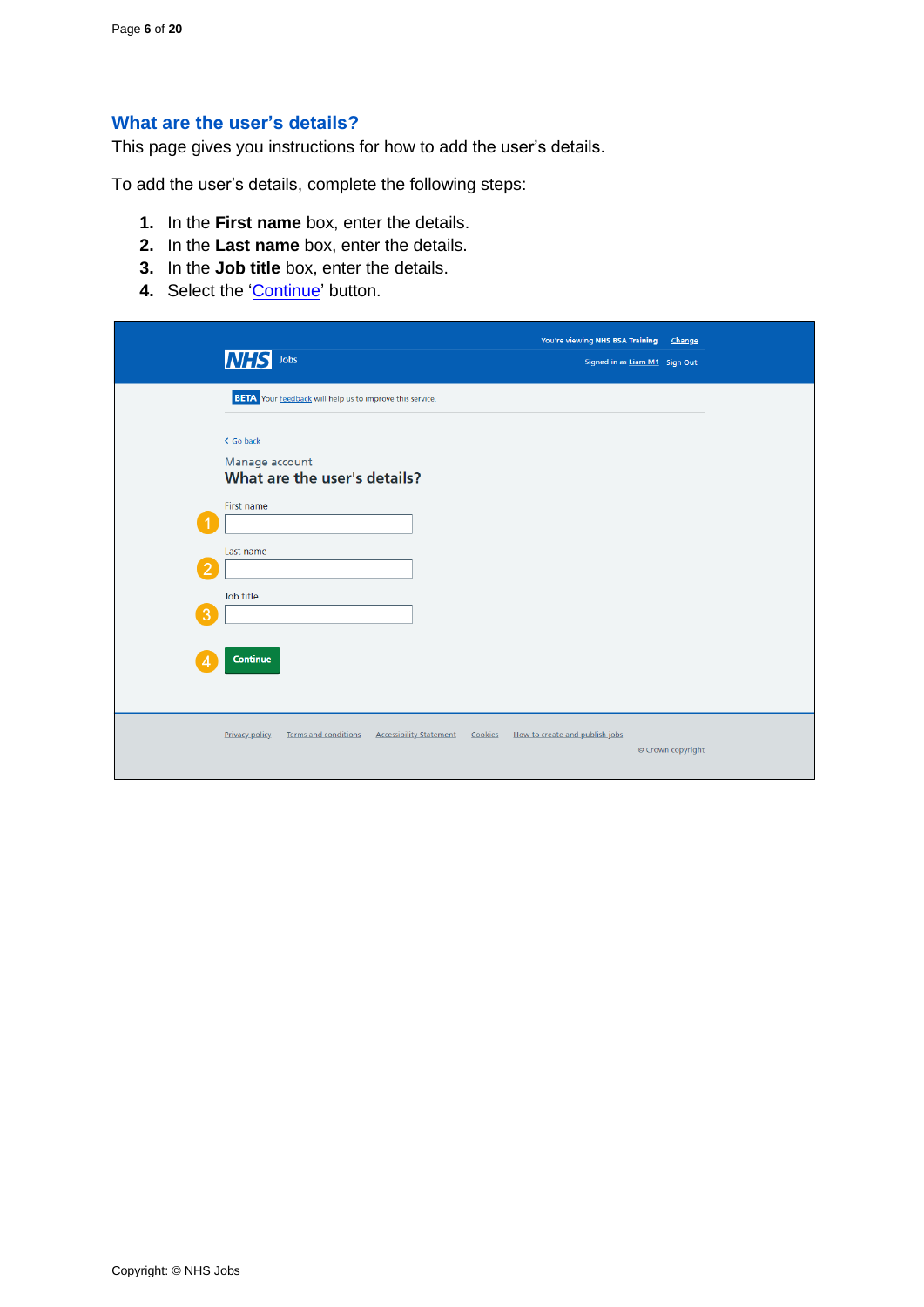## What are the user's details?

This page gives you instructions for how to add the user's details.

To add the user's details, complete the following steps:

1. In the **First name** box, enter the details.
2. In the **Last name** box, enter the details.
3. In the **Job title** box, enter the details.
4. Select the 'Continue' button.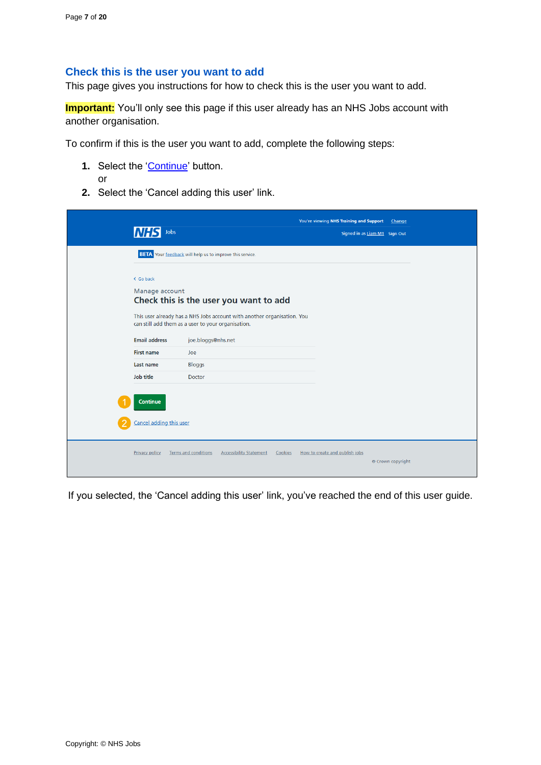## Check this is the user you want to add

This page gives you instructions for how to check this is the user you want to add.

**Important:** You'll only see this page if this user already has an NHS Jobs account with another organisation.

To confirm if this is the user you want to add, complete the following steps:

1. Select the 'Continue' button.
   or
2. Select the 'Cancel adding this user' link.

If you selected, the 'Cancel adding this user' link, you've reached the end of this user guide.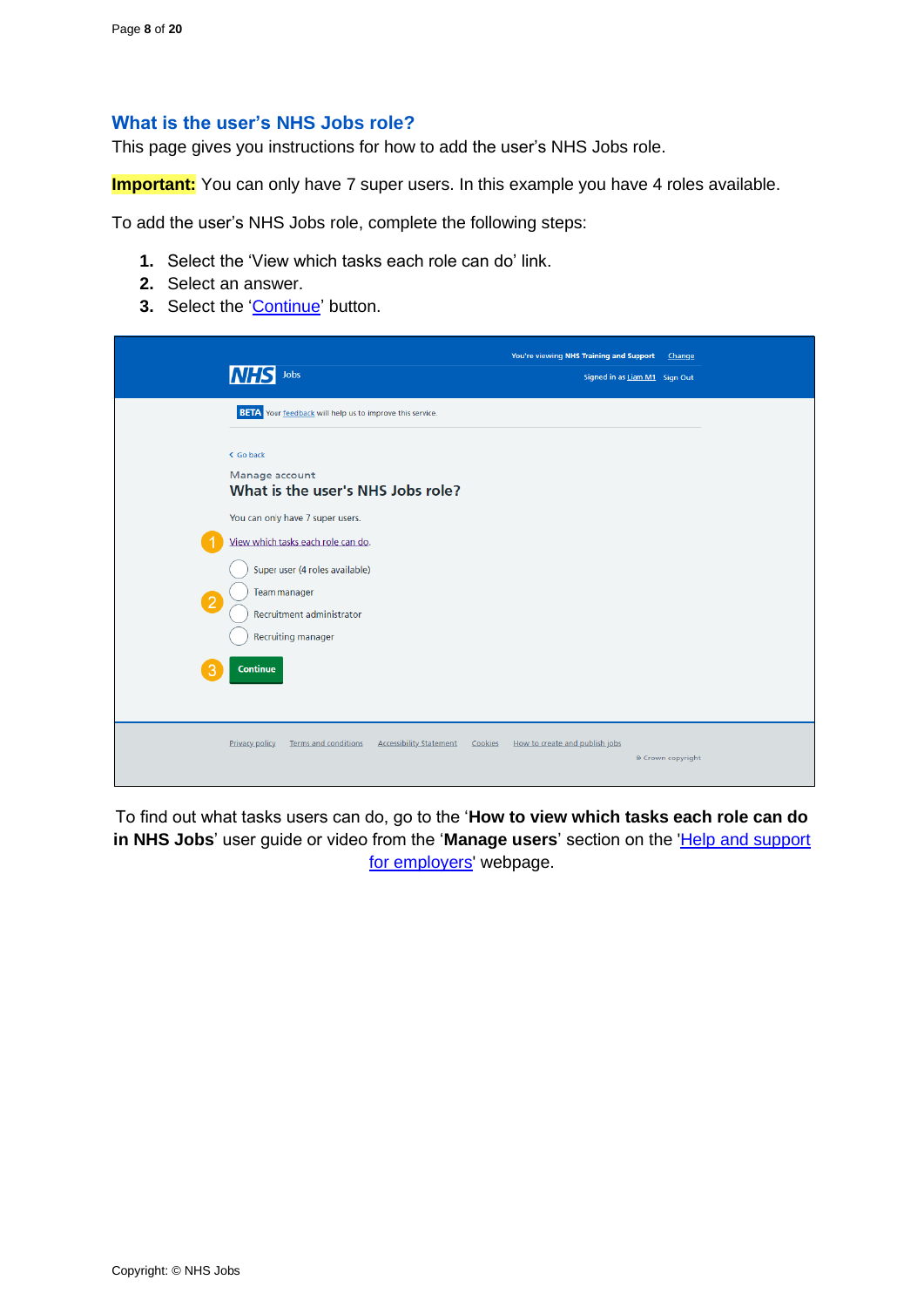## What is the user's NHS Jobs role?

This page gives you instructions for how to add the user's NHS Jobs role.

**Important:** You can only have 7 super users. In this example you have 4 roles available.

To add the user's NHS Jobs role, complete the following steps:

1. Select the 'View which tasks each role can do' link.
2. Select an answer.
3. Select the 'Continue' button.

To find out what tasks users can do, go to the '**How to view which tasks each role can do in NHS Jobs**' user guide or video from the '**Manage users**' section on the 'Help and support for employers' webpage.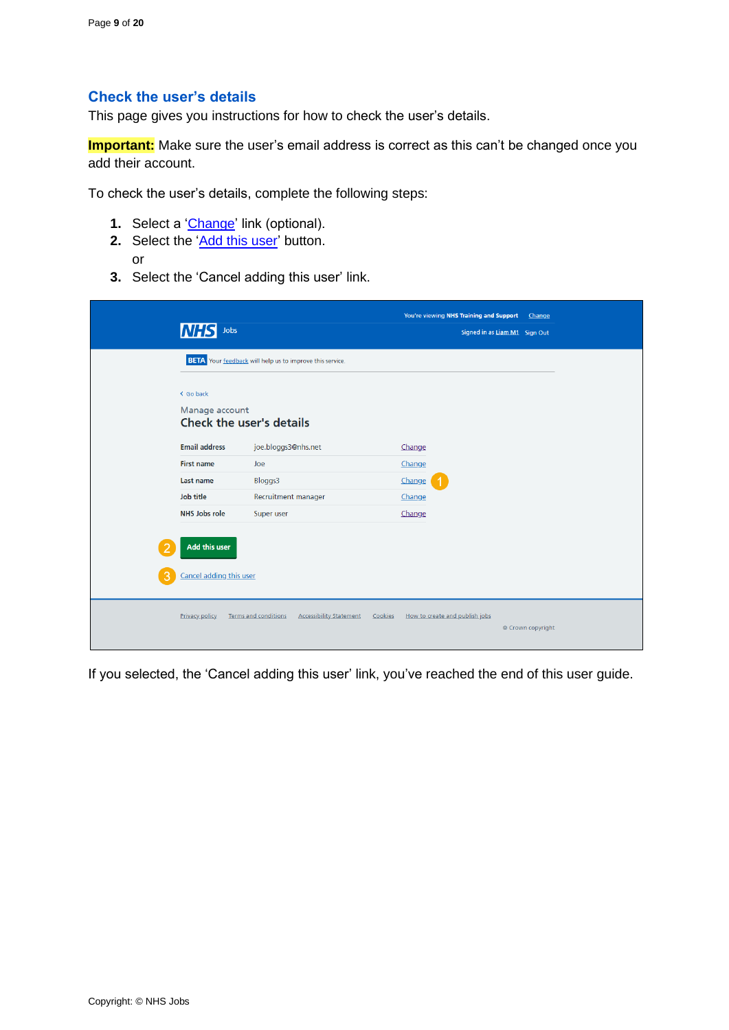## Check the user's details

This page gives you instructions for how to check the user's details.

**Important:** Make sure the user's email address is correct as this can't be changed once you add their account.

To check the user's details, complete the following steps:

1. Select a 'Change' link (optional).
2. Select the 'Add this user' button.
   or
3. Select the 'Cancel adding this user' link.

If you selected, the 'Cancel adding this user' link, you've reached the end of this user guide.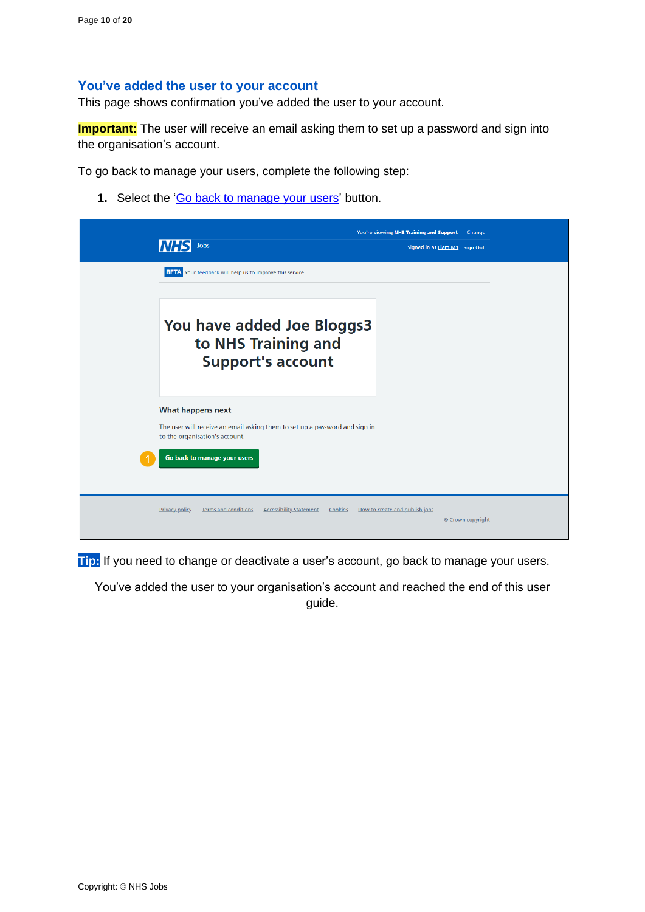## You've added the user to your account

This page shows confirmation you've added the user to your account.

**Important:** The user will receive an email asking them to set up a password and sign into the organisation's account.

To go back to manage your users, complete the following step:

1. Select the 'Go back to manage your users' button.

**Tip:** If you need to change or deactivate a user's account, go back to manage your users.

You've added the user to your organisation's account and reached the end of this user guide.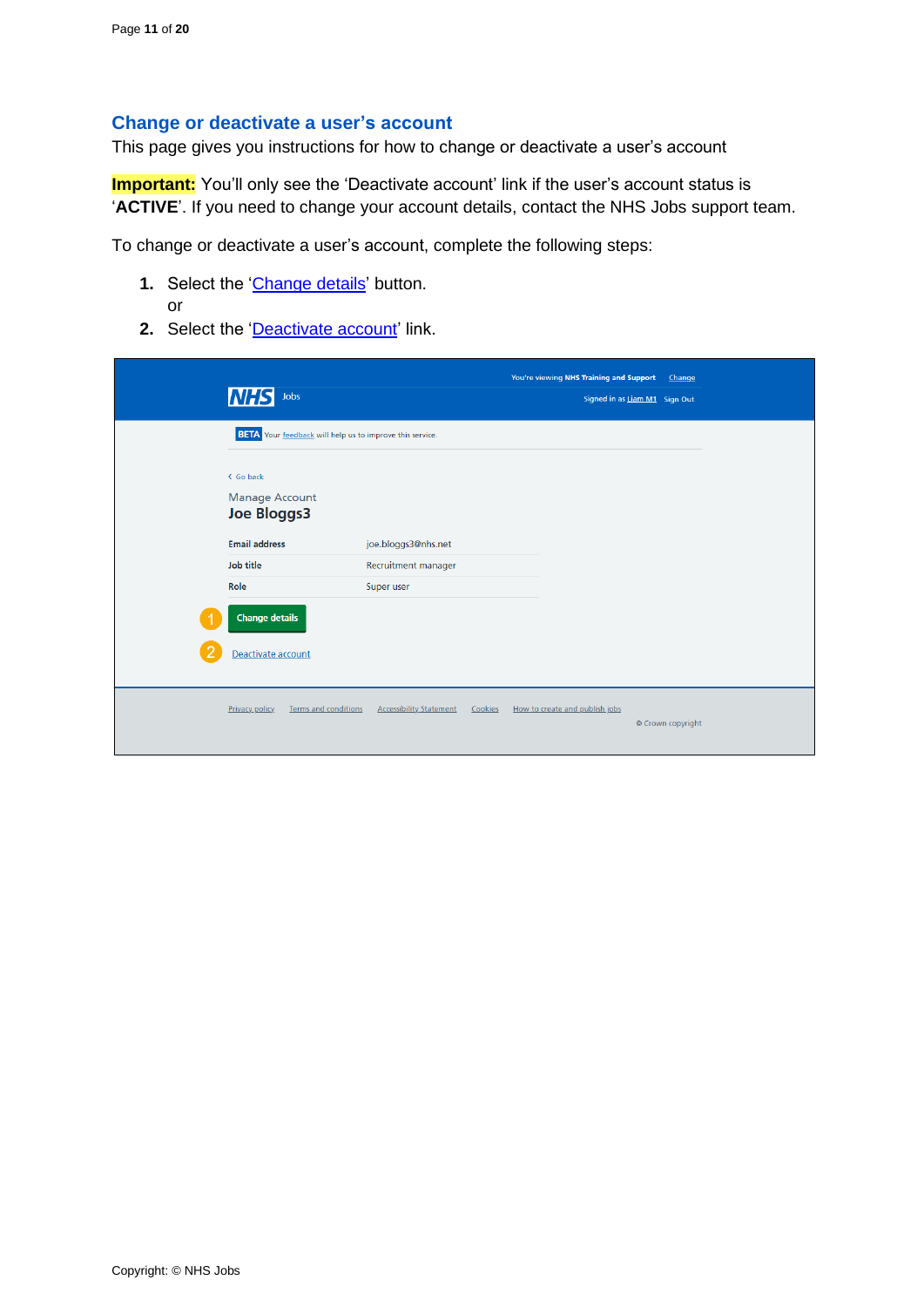## Change or deactivate a user's account

This page gives you instructions for how to change or deactivate a user's account

**Important:** You'll only see the 'Deactivate account' link if the user's account status is '**ACTIVE**'. If you need to change your account details, contact the NHS Jobs support team.

To change or deactivate a user's account, complete the following steps:

1. Select the 'Change details' button.
   or
2. Select the 'Deactivate account' link.

You're viewing NHS Training and Support Change

NHS Jobs

Signed in as Liam M1 Sign Out

BETA Your feedback will help us to improve this service.

Go back

Manage Account

**Joe Bloggs3**

| | |
|---|---|
| Email address | joe.bloggs3@nhs.net |
| Job title | Recruitment manager |
| Role | Super user |

1 Change details

2 Deactivate account

Privacy policy Terms and conditions Accessibility Statement Cookies How to create and publish jobs

© Crown copyright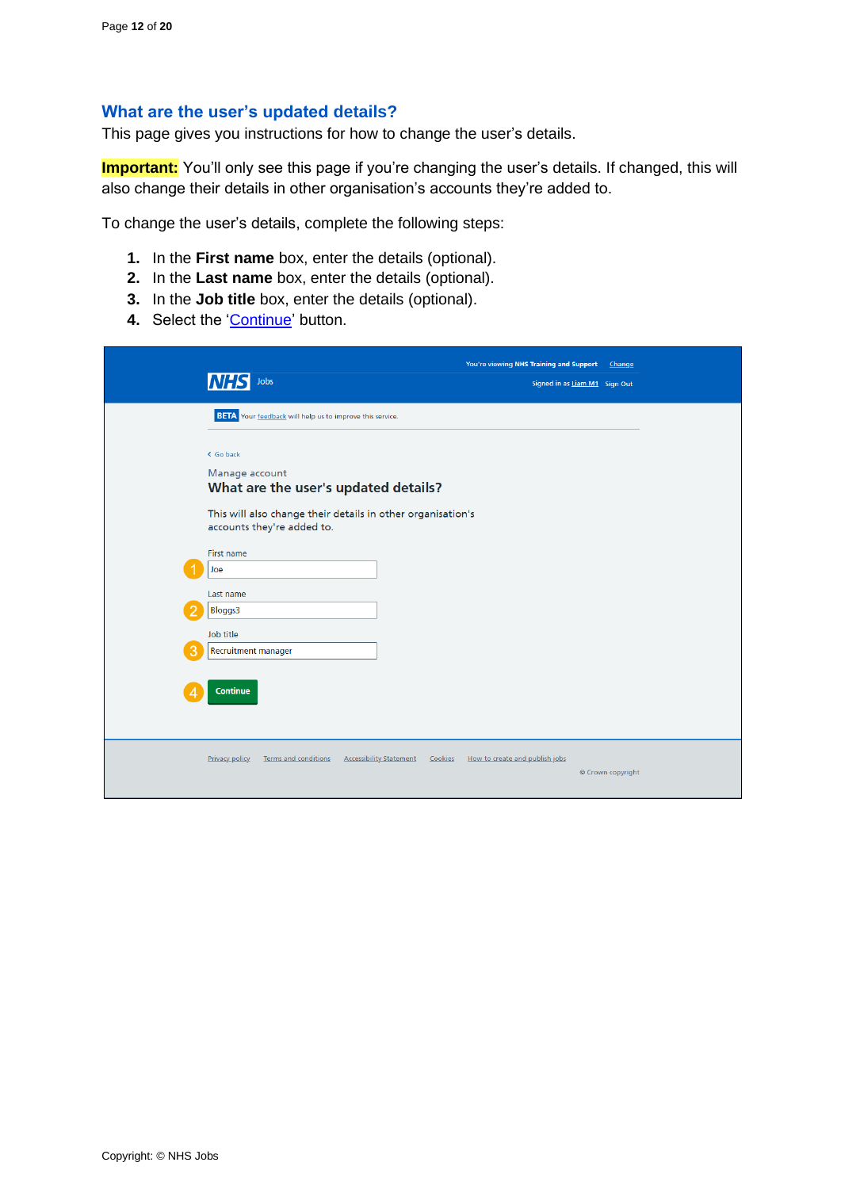## What are the user's updated details?

This page gives you instructions for how to change the user's details.

**Important:** You'll only see this page if you're changing the user's details. If changed, this will also change their details in other organisation's accounts they're added to.

To change the user's details, complete the following steps:

1. In the **First name** box, enter the details (optional).
2. In the **Last name** box, enter the details (optional).
3. In the **Job title** box, enter the details (optional).
4. Select the 'Continue' button.

You're viewing NHS Training and Support Change

NHS Jobs

Signed in as Liam M1 Sign Out

BETA Your feedback will help us to improve this service.

< Go back

Manage account

What are the user's updated details?

This will also change their details in other organisation's accounts they're added to.

First name

1 Joe

Last name

2 Bloggs3

Job title

3 Recruitment manager

4 Continue

Privacy policy Terms and conditions Accessibility Statement Cookies How to create and publish jobs

© Crown copyright

Copyright: © NHS Jobs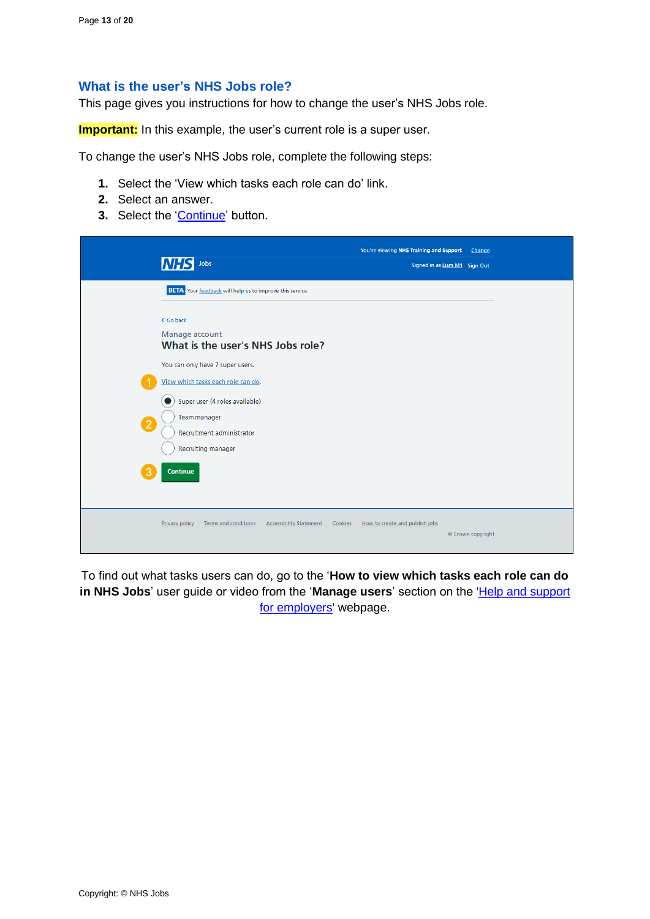## What is the user's NHS Jobs role?

This page gives you instructions for how to change the user's NHS Jobs role.

**Important:** In this example, the user's current role is a super user.

To change the user's NHS Jobs role, complete the following steps:

1. Select the 'View which tasks each role can do' link.
2. Select an answer.
3. Select the 'Continue' button.

To find out what tasks users can do, go to the '**How to view which tasks each role can do in NHS Jobs**' user guide or video from the '**Manage users**' section on the 'Help and support for employers' webpage.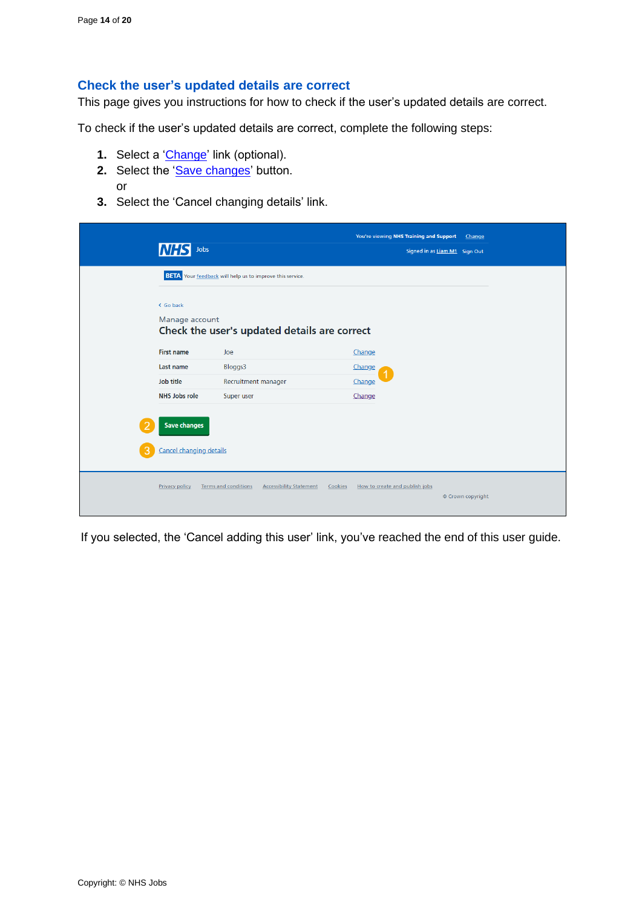## Check the user's updated details are correct

This page gives you instructions for how to check if the user's updated details are correct.

To check if the user's updated details are correct, complete the following steps:

1. Select a 'Change' link (optional).
2. Select the 'Save changes' button.
   or
3. Select the 'Cancel changing details' link.

If you selected, the 'Cancel adding this user' link, you've reached the end of this user guide.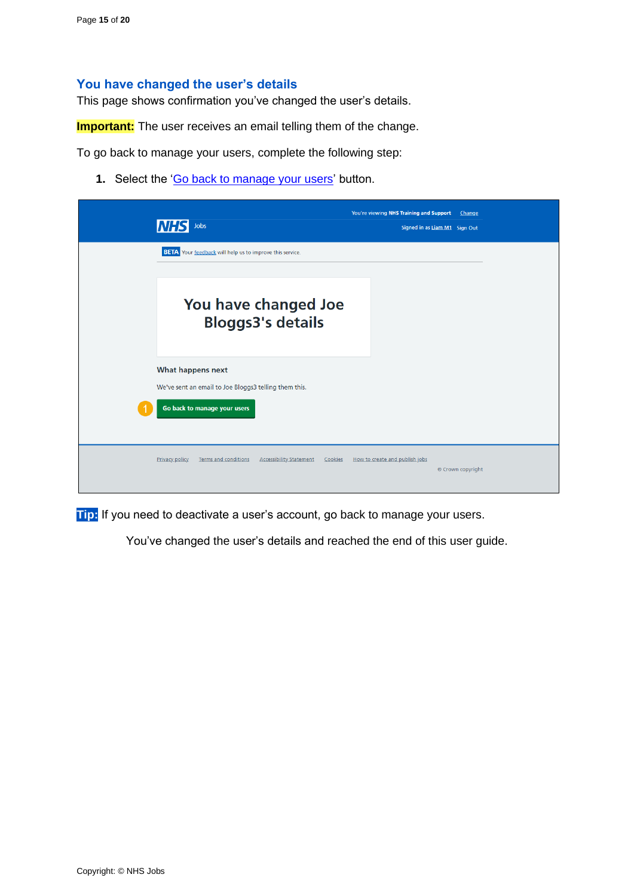## You have changed the user's details

This page shows confirmation you've changed the user's details.

**Important:** The user receives an email telling them of the change.

To go back to manage your users, complete the following step:

1. Select the 'Go back to manage your users' button.

You're viewing NHS Training and Support Change

NHS Jobs

Signed in as Liam M1 Sign Out

BETA Your feedback will help us to improve this service.

# You have changed Joe Bloggs3's details

What happens next

We've sent an email to Joe Bloggs3 telling them this.

Go back to manage your users

Privacy policy Terms and conditions Accessibility Statement Cookies How to create and publish jobs

© Crown copyright

**Tip:** If you need to deactivate a user's account, go back to manage your users.

You've changed the user's details and reached the end of this user guide.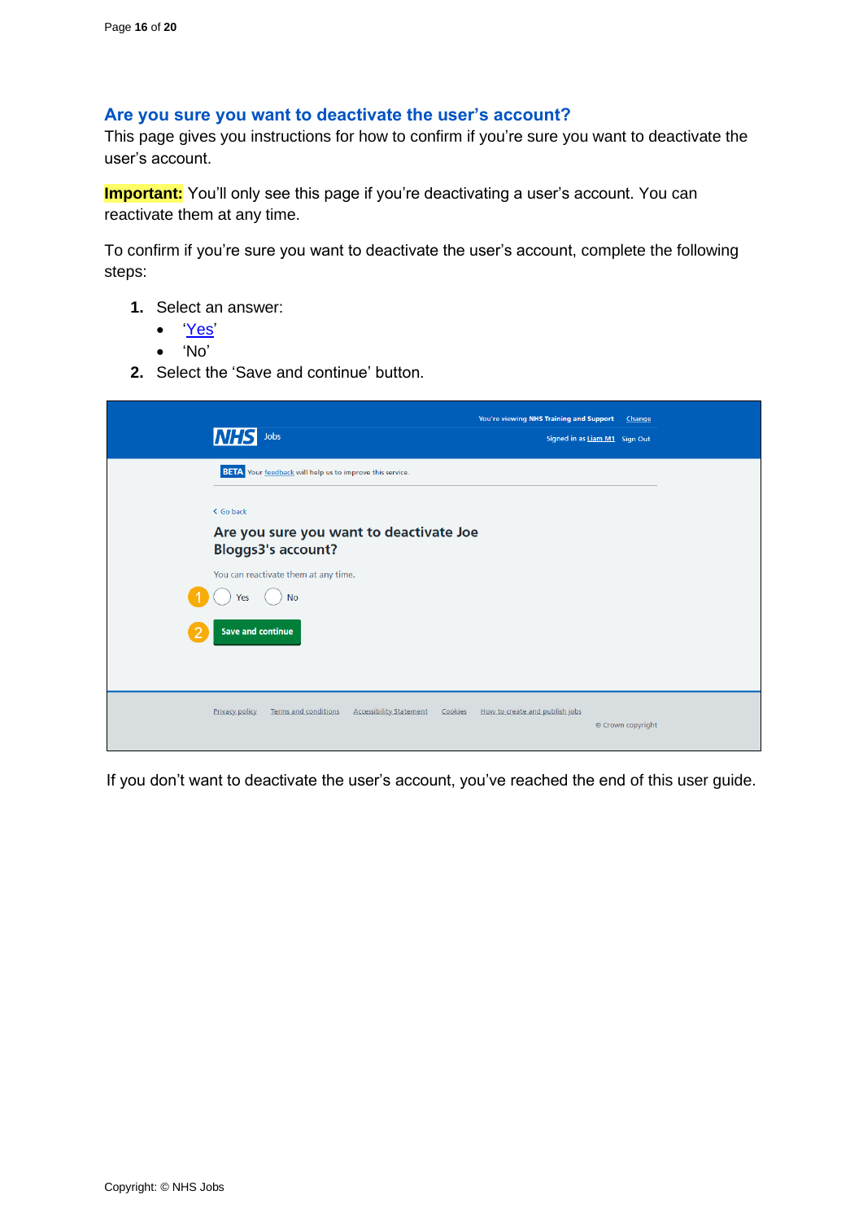## Are you sure you want to deactivate the user's account?

This page gives you instructions for how to confirm if you're sure you want to deactivate the user's account.

**Important:** You'll only see this page if you're deactivating a user's account. You can reactivate them at any time.

To confirm if you're sure you want to deactivate the user's account, complete the following steps:

1. Select an answer:
   - 'Yes'
   - 'No'
2. Select the 'Save and continue' button.

If you don't want to deactivate the user's account, you've reached the end of this user guide.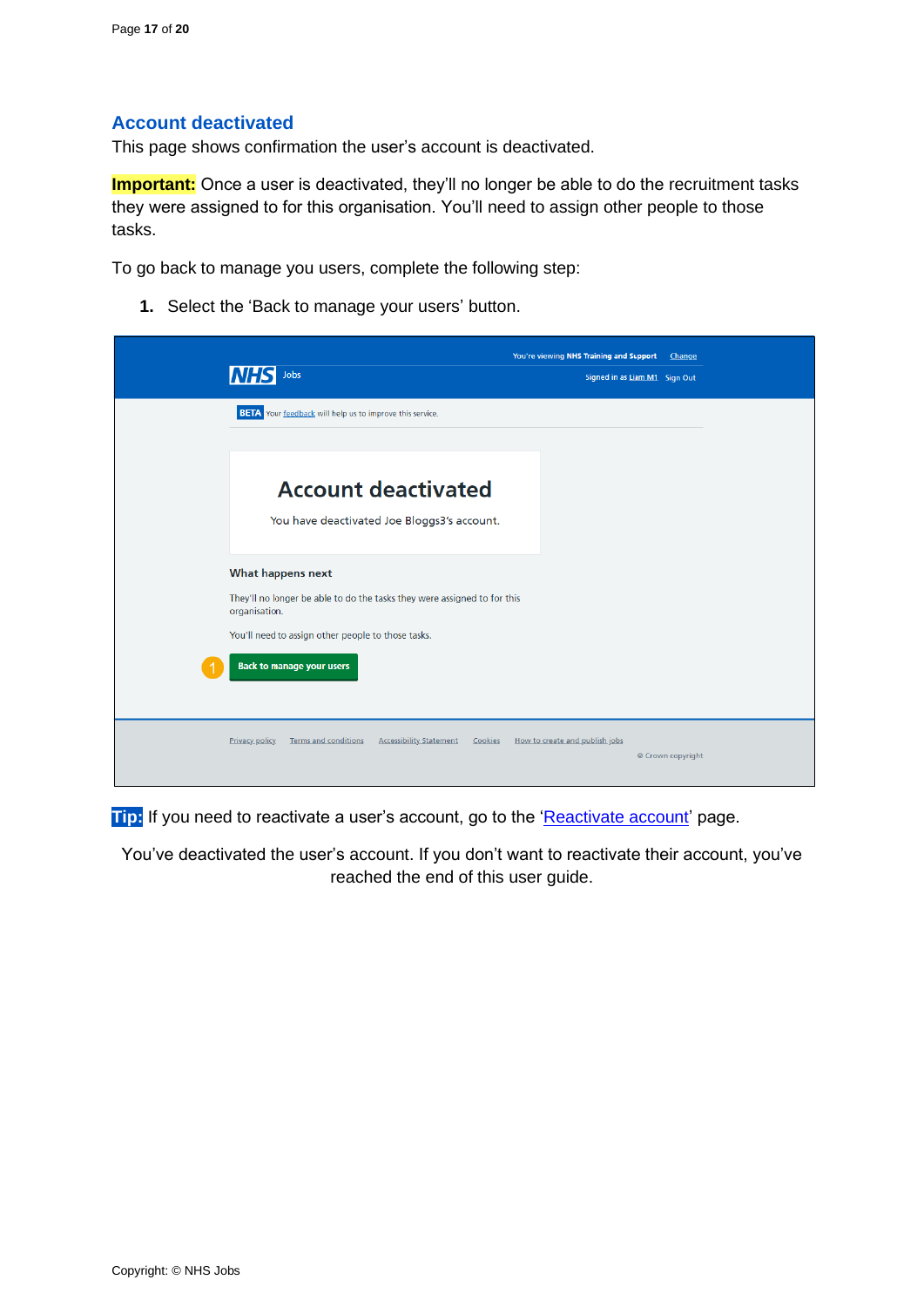## Account deactivated

This page shows confirmation the user's account is deactivated.

**Important:** Once a user is deactivated, they'll no longer be able to do the recruitment tasks they were assigned to for this organisation. You'll need to assign other people to those tasks.

To go back to manage you users, complete the following step:

1. Select the 'Back to manage your users' button.

**Tip:** If you need to reactivate a user's account, go to the 'Reactivate account' page.

You've deactivated the user's account. If you don't want to reactivate their account, you've reached the end of this user guide.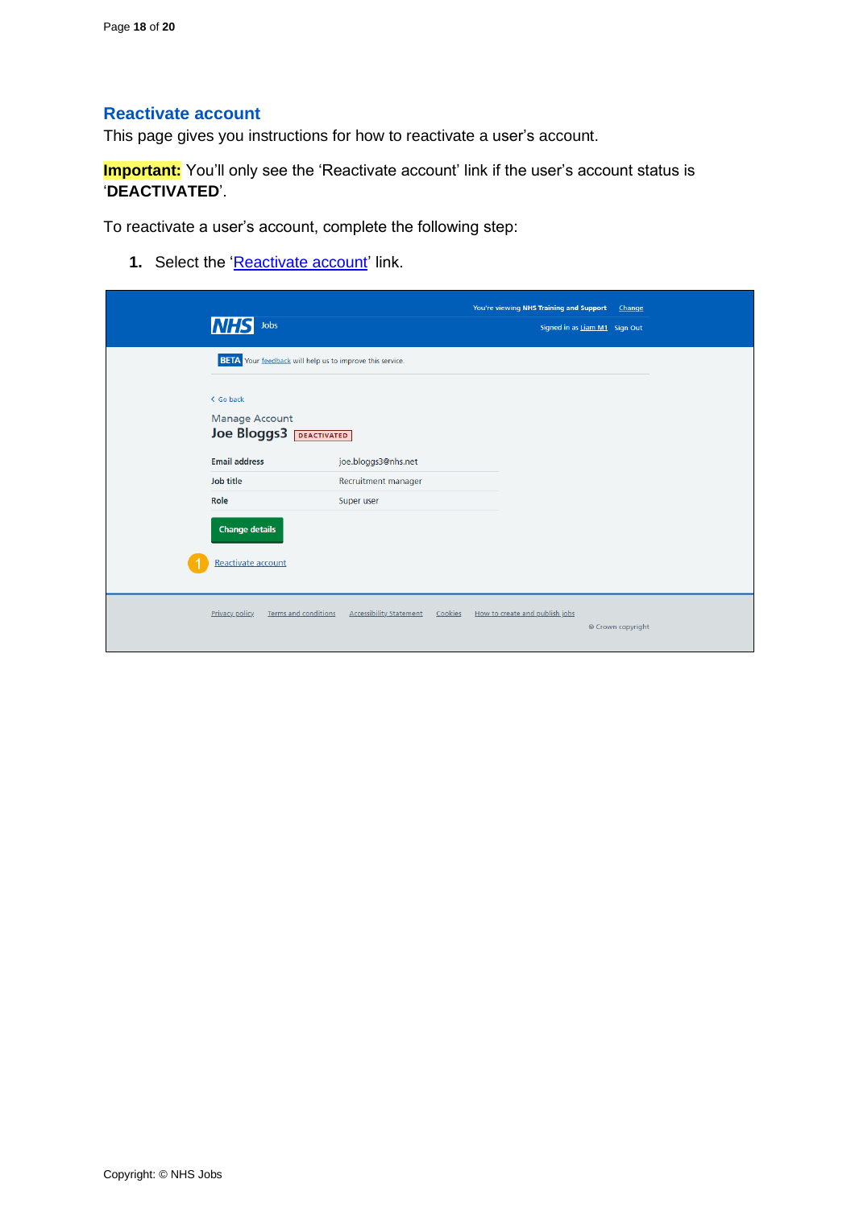## Reactivate account

This page gives you instructions for how to reactivate a user's account.

**Important:** You'll only see the 'Reactivate account' link if the user's account status is '**DEACTIVATED**'.

To reactivate a user's account, complete the following step:

1. Select the 'Reactivate account' link.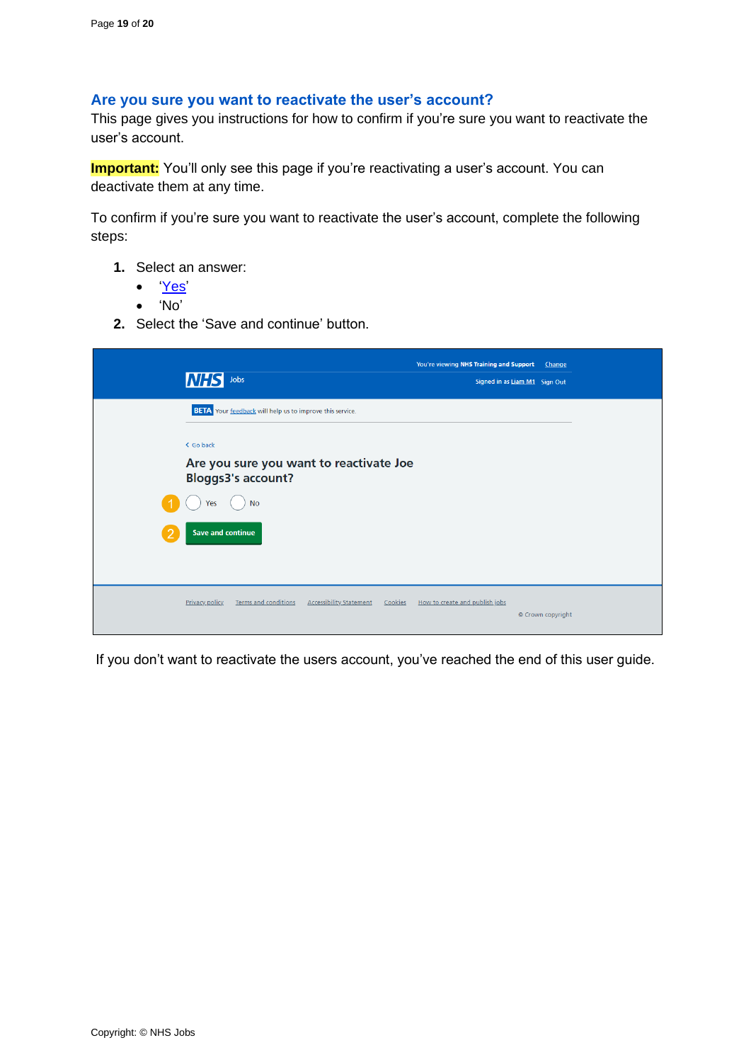## Are you sure you want to reactivate the user's account?

This page gives you instructions for how to confirm if you're sure you want to reactivate the user's account.

**Important:** You'll only see this page if you're reactivating a user's account. You can deactivate them at any time.

To confirm if you're sure you want to reactivate the user's account, complete the following steps:

1. Select an answer:
   - 'Yes'
   - 'No'
2. Select the 'Save and continue' button.

If you don't want to reactivate the users account, you've reached the end of this user guide.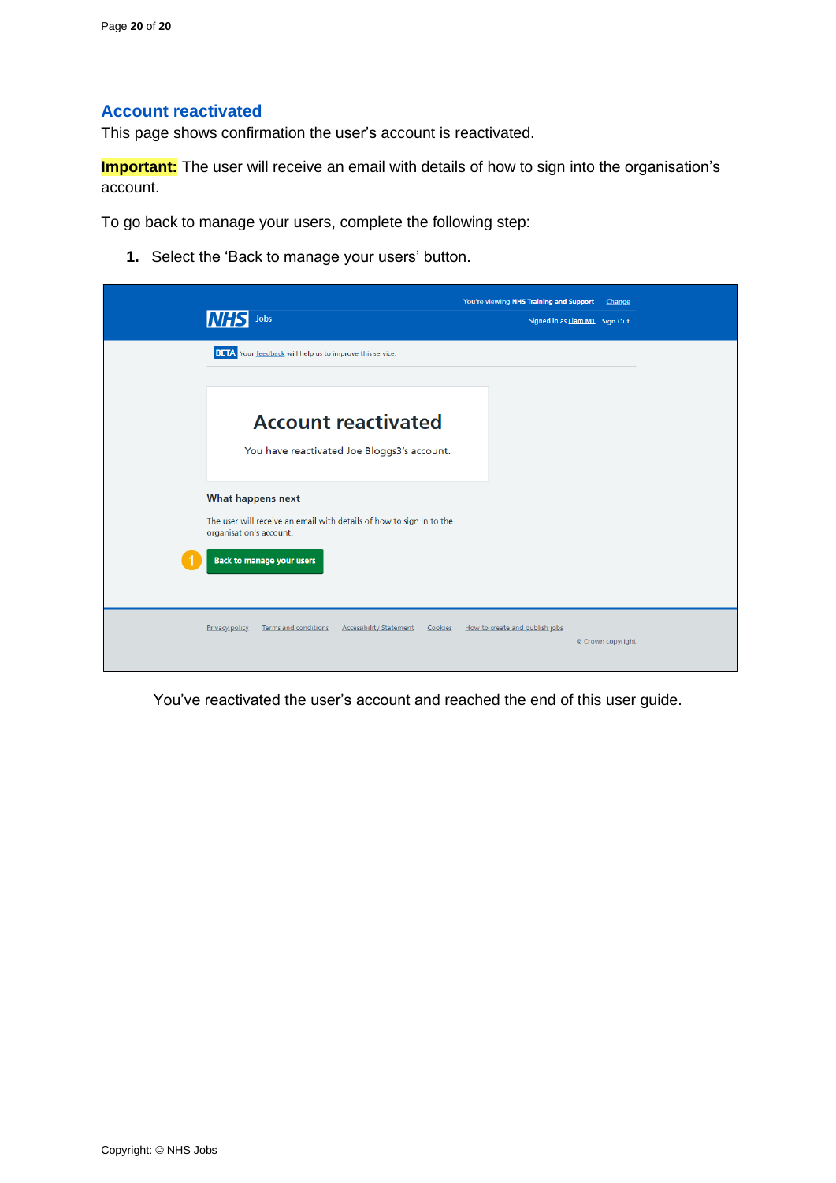## Account reactivated

This page shows confirmation the user's account is reactivated.

**Important:** The user will receive an email with details of how to sign into the organisation's account.

To go back to manage your users, complete the following step:

1. Select the 'Back to manage your users' button.

You've reactivated the user's account and reached the end of this user guide.